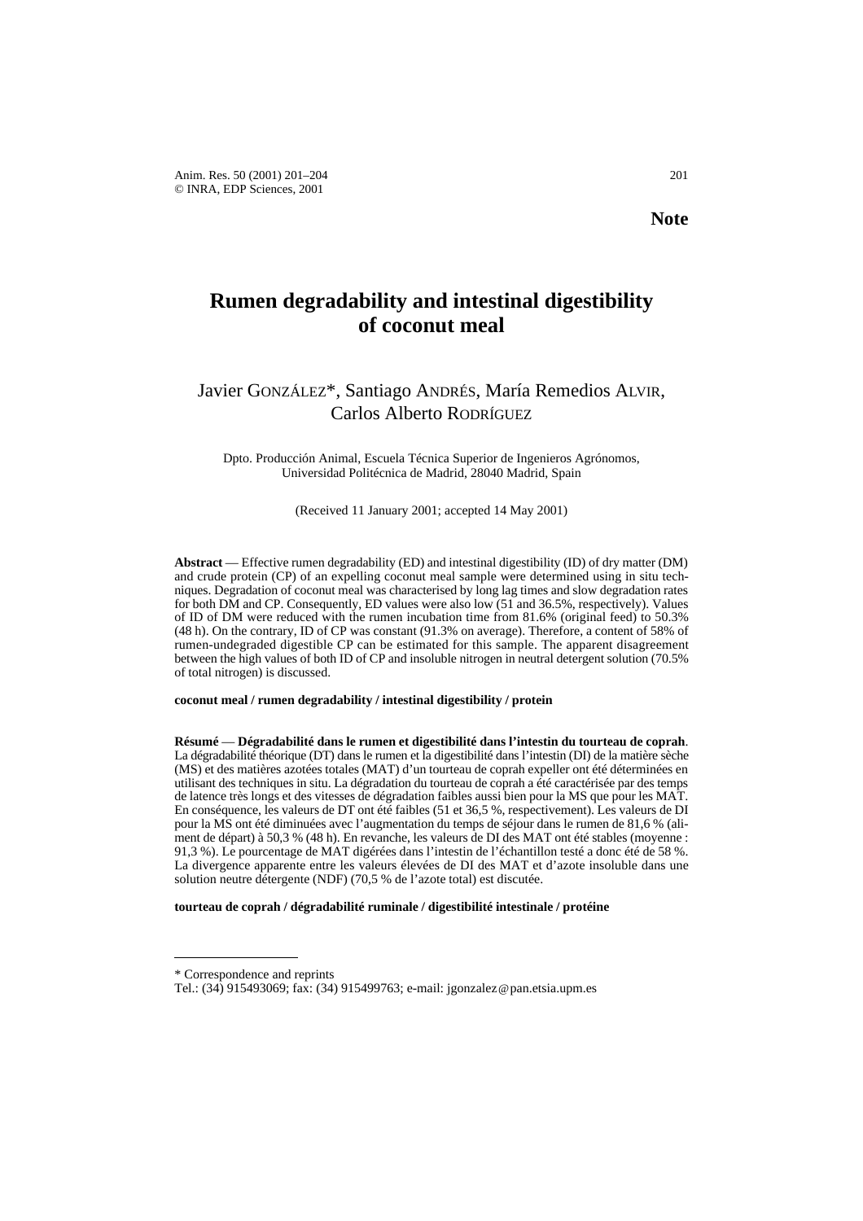**Note**

# Rumen degradability and intestinal digestibility of coconut meal

Javier GONZÁLEZ*, Santiago ANDRÉS, María Remedios ALVIR, Carlos Alberto RODRÍGUEZ

Dpto. Producción Animal, Escuela Técnica Superior de Ingenieros Agrónomos, Universidad Politécnica de Madrid, 28040 Madrid, Spain

(Received 11 January 2001; accepted 14 May 2001)

**Abstract** — Effective rumen degradability (ED) and intestinal digestibility (ID) of dry matter (DM) and crude protein (CP) of an expelling coconut meal sample were determined using in situ techniques. Degradation of coconut meal was characterised by long lag times and slow degradation rates for both DM and CP. Consequently, ED values were also low (51 and 36.5%, respectively). Values of ID of DM were reduced with the rumen incubation time from 81.6% (original feed) to 50.3% (48 h). On the contrary, ID of CP was constant (91.3% on average). Therefore, a content of 58% of rumen-undegraded digestible CP can be estimated for this sample. The apparent disagreement between the high values of both ID of CP and insoluble nitrogen in neutral detergent solution (70.5% of total nitrogen) is discussed.

**coconut meal / rumen degradability / intestinal digestibility / protein**

**Résumé** — **Dégradabilité dans le rumen et digestibilité dans l'intestin du tourteau de coprah**. La dégradabilité théorique (DT) dans le rumen et la digestibilité dans l'intestin (DI) de la matière sèche (MS) et des matières azotées totales (MAT) d'un tourteau de coprah expeller ont été déterminées en utilisant des techniques in situ. La dégradation du tourteau de coprah a été caractérisée par des temps de latence très longs et des vitesses de dégradation faibles aussi bien pour la MS que pour les MAT. En conséquence, les valeurs de DT ont été faibles (51 et 36,5 %, respectivement). Les valeurs de DI pour la MS ont été diminuées avec l'augmentation du temps de séjour dans le rumen de 81,6 % (aliment de départ) à 50,3 % (48 h). En revanche, les valeurs de DI des MAT ont été stables (moyenne : 91,3 %). Le pourcentage de MAT digérées dans l'intestin de l'échantillon testé a donc été de 58 %. La divergence apparente entre les valeurs élevées de DI des MAT et d'azote insoluble dans une solution neutre détergente (NDF) (70,5 % de l'azote total) est discutée.

**tourteau de coprah / dégradabilité ruminale / digestibilité intestinale / protéine**

---

* Correspondence and reprints
Tel.: (34) 915493069; fax: (34) 915499763; e-mail: jgonzalez@pan.etsia.upm.es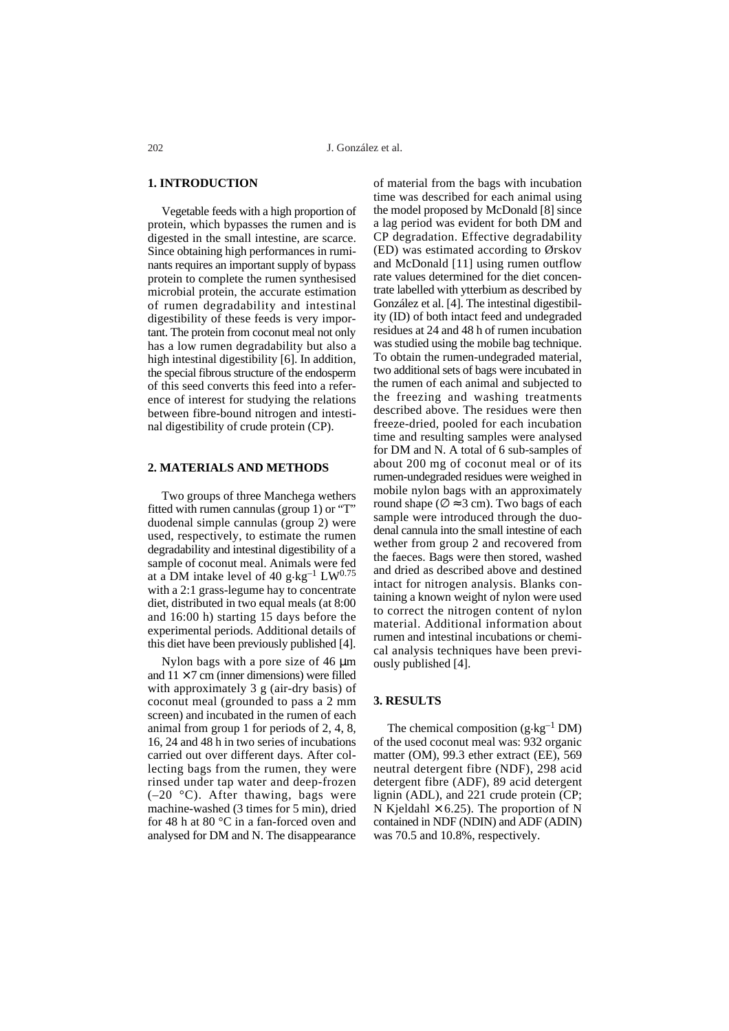## 1. INTRODUCTION

Vegetable feeds with a high proportion of protein, which bypasses the rumen and is digested in the small intestine, are scarce. Since obtaining high performances in ruminants requires an important supply of bypass protein to complete the rumen synthesised microbial protein, the accurate estimation of rumen degradability and intestinal digestibility of these feeds is very important. The protein from coconut meal not only has a low rumen degradability but also a high intestinal digestibility [6]. In addition, the special fibrous structure of the endosperm of this seed converts this feed into a reference of interest for studying the relations between fibre-bound nitrogen and intestinal digestibility of crude protein (CP).

## 2. MATERIALS AND METHODS

Two groups of three Manchega wethers fitted with rumen cannulas (group 1) or "T" duodenal simple cannulas (group 2) were used, respectively, to estimate the rumen degradability and intestinal digestibility of a sample of coconut meal. Animals were fed at a DM intake level of 40 $g \cdot kg^{-1}$ $LW^{0.75}$ with a 2:1 grass-legume hay to concentrate diet, distributed in two equal meals (at 8:00 and 16:00 h) starting 15 days before the experimental periods. Additional details of this diet have been previously published [4].

Nylon bags with a pore size of 46 μm and 11 × 7 cm (inner dimensions) were filled with approximately 3 g (air-dry basis) of coconut meal (grounded to pass a 2 mm screen) and incubated in the rumen of each animal from group 1 for periods of 2, 4, 8, 16, 24 and 48 h in two series of incubations carried out over different days. After collecting bags from the rumen, they were rinsed under tap water and deep-frozen (–20 °C). After thawing, bags were machine-washed (3 times for 5 min), dried for 48 h at 80 °C in a fan-forced oven and analysed for DM and N. The disappearance of material from the bags with incubation time was described for each animal using the model proposed by McDonald [8] since a lag period was evident for both DM and CP degradation. Effective degradability (ED) was estimated according to Ørskov and McDonald [11] using rumen outflow rate values determined for the diet concentrate labelled with ytterbium as described by González et al. [4]. The intestinal digestibility (ID) of both intact feed and undegraded residues at 24 and 48 h of rumen incubation was studied using the mobile bag technique. To obtain the rumen-undegraded material, two additional sets of bags were incubated in the rumen of each animal and subjected to the freezing and washing treatments described above. The residues were then freeze-dried, pooled for each incubation time and resulting samples were analysed for DM and N. A total of 6 sub-samples of about 200 mg of coconut meal or of its rumen-undegraded residues were weighed in mobile nylon bags with an approximately round shape (∅ ≈ 3 cm). Two bags of each sample were introduced through the duodenal cannula into the small intestine of each wether from group 2 and recovered from the faeces. Bags were then stored, washed and dried as described above and destined intact for nitrogen analysis. Blanks containing a known weight of nylon were used to correct the nitrogen content of nylon material. Additional information about rumen and intestinal incubations or chemical analysis techniques have been previously published [4].

## 3. RESULTS

The chemical composition ($g \cdot kg^{-1}$ DM) of the used coconut meal was: 932 organic matter (OM), 99.3 ether extract (EE), 569 neutral detergent fibre (NDF), 298 acid detergent fibre (ADF), 89 acid detergent lignin (ADL), and 221 crude protein (CP; N Kjeldahl × 6.25). The proportion of N contained in NDF (NDIN) and ADF (ADIN) was 70.5 and 10.8%, respectively.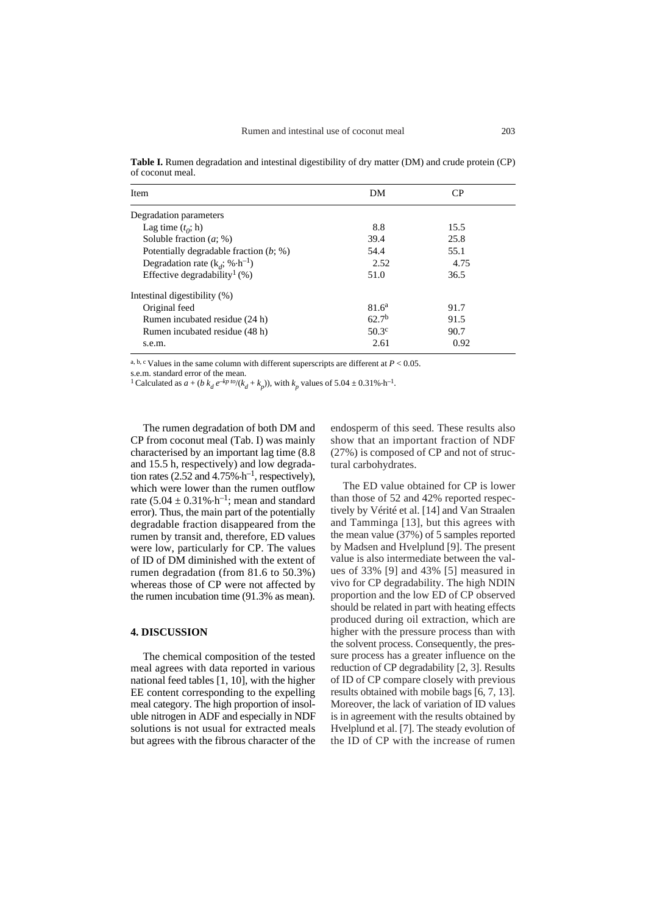**Table I.** Rumen degradation and intestinal digestibility of dry matter (DM) and crude protein (CP) of coconut meal.

| Item | DM | CP |
| --- | --- | --- |
| Degradation parameters | | |
| Lag time ($t_0$; h) | 8.8 | 15.5 |
| Soluble fraction (*a*; %) | 39.4 | 25.8 |
| Potentially degradable fraction (*b*; %) | 54.4 | 55.1 |
| Degradation rate ($k_d$; %·h$^{-1}$) | 2.52 | 4.75 |
| Effective degradability[1] (%) | 51.0 | 36.5 |
| Intestinal digestibility (%) | | |
| Original feed | 81.6$^a$ | 91.7 |
| Rumen incubated residue (24 h) | 62.7$^b$ | 91.5 |
| Rumen incubated residue (48 h) | 50.3$^c$ | 90.7 |
| s.e.m. | 2.61 | 0.92 |

$^{a, b, c}$ Values in the same column with different superscripts are different at $P < 0.05$.

s.e.m. standard error of the mean.

[1] Calculated as $a + (b\, k_d\, e^{-k_p t_0}/(k_d + k_p))$, with $k_p$ values of $5.04 \pm 0.31$%·h$^{-1}$.

The rumen degradation of both DM and CP from coconut meal (Tab. I) was mainly characterised by an important lag time (8.8 and 15.5 h, respectively) and low degradation rates (2.52 and 4.75%·h$^{-1}$, respectively), which were lower than the rumen outflow rate ($5.04 \pm 0.31$%·h$^{-1}$; mean and standard error). Thus, the main part of the potentially degradable fraction disappeared from the rumen by transit and, therefore, ED values were low, particularly for CP. The values of ID of DM diminished with the extent of rumen degradation (from 81.6 to 50.3%) whereas those of CP were not affected by the rumen incubation time (91.3% as mean).

## 4. DISCUSSION

The chemical composition of the tested meal agrees with data reported in various national feed tables [1, 10], with the higher EE content corresponding to the expelling meal category. The high proportion of insoluble nitrogen in ADF and especially in NDF solutions is not usual for extracted meals but agrees with the fibrous character of the endosperm of this seed. These results also show that an important fraction of NDF (27%) is composed of CP and not of structural carbohydrates.

The ED value obtained for CP is lower than those of 52 and 42% reported respectively by Vérité et al. [14] and Van Straalen and Tamminga [13], but this agrees with the mean value (37%) of 5 samples reported by Madsen and Hvelplund [9]. The present value is also intermediate between the values of 33% [9] and 43% [5] measured in vivo for CP degradability. The high NDIN proportion and the low ED of CP observed should be related in part with heating effects produced during oil extraction, which are higher with the pressure process than with the solvent process. Consequently, the pressure process has a greater influence on the reduction of CP degradability [2, 3]. Results of ID of CP compare closely with previous results obtained with mobile bags [6, 7, 13]. Moreover, the lack of variation of ID values is in agreement with the results obtained by Hvelplund et al. [7]. The steady evolution of the ID of CP with the increase of rumen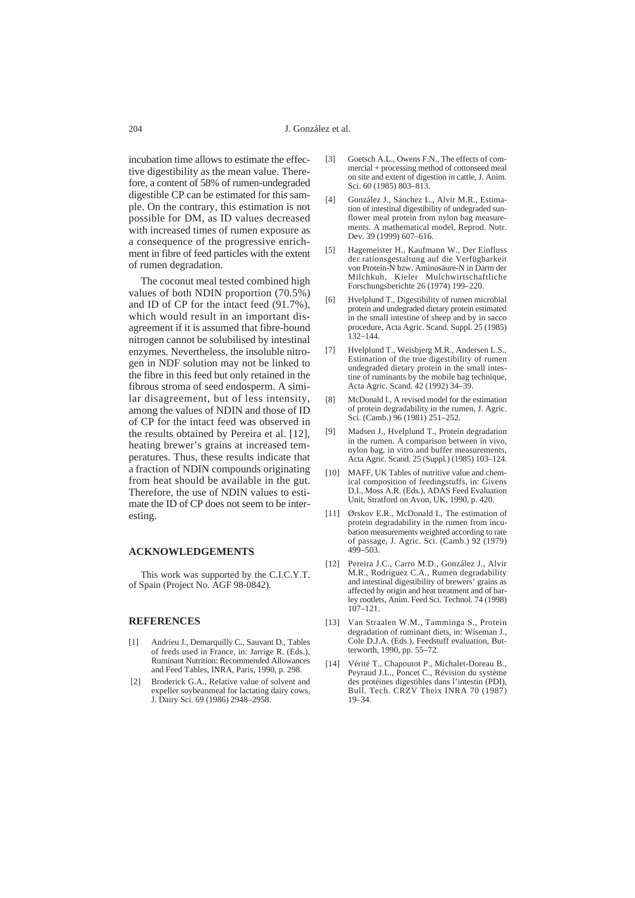incubation time allows to estimate the effective digestibility as the mean value. Therefore, a content of 58% of rumen-undegraded digestible CP can be estimated for this sample. On the contrary, this estimation is not possible for DM, as ID values decreased with increased times of rumen exposure as a consequence of the progressive enrichment in fibre of feed particles with the extent of rumen degradation.

The coconut meal tested combined high values of both NDIN proportion (70.5%) and ID of CP for the intact feed (91.7%), which would result in an important disagreement if it is assumed that fibre-bound nitrogen cannot be solubilised by intestinal enzymes. Nevertheless, the insoluble nitrogen in NDF solution may not be linked to the fibre in this feed but only retained in the fibrous stroma of seed endosperm. A similar disagreement, but of less intensity, among the values of NDIN and those of ID of CP for the intact feed was observed in the results obtained by Pereira et al. [12], heating brewer's grains at increased temperatures. Thus, these results indicate that a fraction of NDIN compounds originating from heat should be available in the gut. Therefore, the use of NDIN values to estimate the ID of CP does not seem to be interesting.

## ACKNOWLEDGEMENTS

This work was supported by the C.I.C.Y.T. of Spain (Project No. AGF 98-0842).

## REFERENCES

[1] Andrieu J., Demarquilly C., Sauvant D., Tables of feeds used in France, in: Jarrige R. (Eds.), Ruminant Nutrition: Recommended Allowances and Feed Tables, INRA, Paris, 1990, p. 298.

[2] Broderick G.A., Relative value of solvent and expeller soybeanmeal for lactating dairy cows, J. Dairy Sci. 69 (1986) 2948–2958.

[3] Goetsch A.L., Owens F.N., The effects of commercial + processing method of cottonseed meal on site and extent of digestion in cattle, J. Anim. Sci. 60 (1985) 803–813.

[4] González J., Sánchez L., Alvir M.R., Estimation of intestinal digestibility of undegraded sunflower meal protein from nylon bag measurements. A mathematical model, Reprod. Nutr. Dev. 39 (1999) 607–616.

[5] Hagemeister H., Kaufmann W., Der Einfluss der rationsgestaltung auf die Verfügbarkeit von Protein-N bzw. Aminosäure-N in Darm der Milchkuh, Kieler Mulchwirtschaftliche Forschungsberichte 26 (1974) 199–220.

[6] Hvelplund T., Digestibility of rumen microbial protein and undegraded dietary protein estimated in the small intestine of sheep and by in sacco procedure, Acta Agric. Scand. Suppl. 25 (1985) 132–144.

[7] Hvelplund T., Weisbjerg M.R., Andersen L.S., Estimation of the true digestibility of rumen undegraded dietary protein in the small intestine of ruminants by the mobile bag technique, Acta Agric. Scand. 42 (1992) 34–39.

[8] McDonald I., A revised model for the estimation of protein degradability in the rumen, J. Agric. Sci. (Camb.) 96 (1981) 251–252.

[9] Madsen J., Hvelplund T., Protein degradation in the rumen. A comparison between in vivo, nylon bag, in vitro and buffer measurements, Acta Agric. Scand. 25 (Suppl.) (1985) 103–124.

[10] MAFF, UK Tables of nutritive value and chemical composition of feedingstuffs, in: Givens D.I., Moss A.R. (Eds.), ADAS Feed Evaluation Unit, Stratford on Avon, UK, 1990, p. 420.

[11] Ørskov E.R., McDonald I., The estimation of protein degradability in the rumen from incubation measurements weighted according to rate of passage, J. Agric. Sci. (Camb.) 92 (1979) 499–503.

[12] Pereira J.C., Carro M.D., González J., Alvir M.R., Rodríguez C.A., Rumen degradability and intestinal digestibility of brewers' grains as affected by origin and heat treatment and of barley rootlets, Anim. Feed Sci. Technol. 74 (1998) 107–121.

[13] Van Straalen W.M., Tamminga S., Protein degradation of ruminant diets, in: Wiseman J., Cole D.J.A. (Eds.), Feedstuff evaluation, Butterworth, 1990, pp. 55–72.

[14] Vérité T., Chapoutot P., Michalet-Doreau B., Peyraud J.L., Poncet C., Révision du système des protéines digestibles dans l'intestin (PDI), Bull. Tech. CRZV Theix INRA 70 (1987) 19–34.